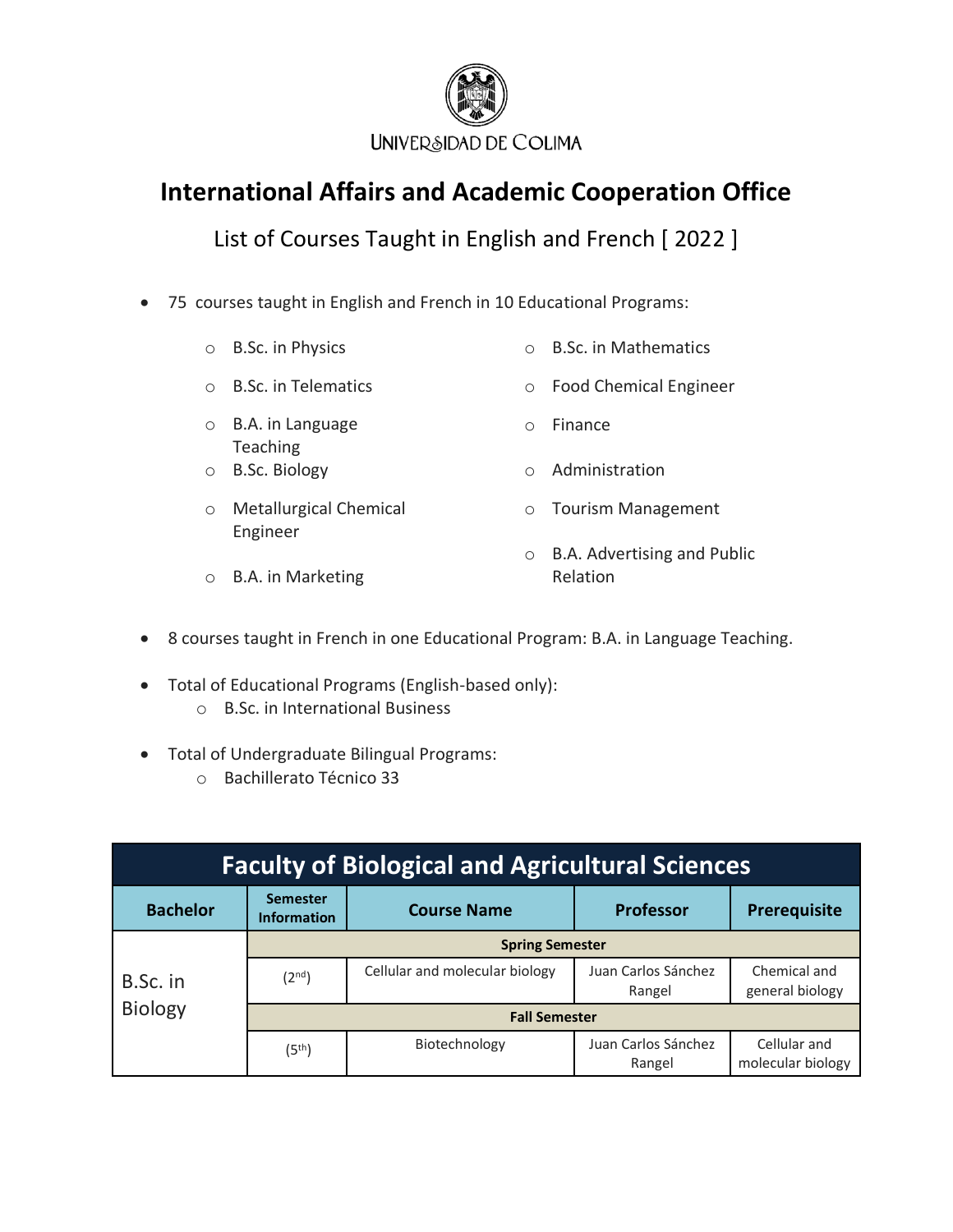UNIVERSIDAD DE COLIMA

# International Affairs and Academic Cooperation Office

## List of Courses Taught in English and French [ 2022 ]

- 75 courses taught in English and French in 10 Educational Programs:
  - B.Sc. in Physics
  - B.Sc. in Telematics
  - B.A. in Language Teaching
  - B.Sc. Biology
  - Metallurgical Chemical Engineer
  - B.A. in Marketing
  - B.Sc. in Mathematics
  - Food Chemical Engineer
  - Finance
  - Administration
  - Tourism Management
  - B.A. Advertising and Public Relation
- 8 courses taught in French in one Educational Program: B.A. in Language Teaching.
- Total of Educational Programs (English-based only):
  - B.Sc. in International Business
- Total of Undergraduate Bilingual Programs:
  - Bachillerato Técnico 33

| Faculty of Biological and Agricultural Sciences | | | | |
|---|---|---|---|---|
| **Bachelor** | **Semester Information** | **Course Name** | **Professor** | **Prerequisite** |
| B.Sc. in Biology | **Spring Semester** | | | |
| | (2nd) | Cellular and molecular biology | Juan Carlos Sánchez Rangel | Chemical and general biology |
| | **Fall Semester** | | | |
| | (5th) | Biotechnology | Juan Carlos Sánchez Rangel | Cellular and molecular biology |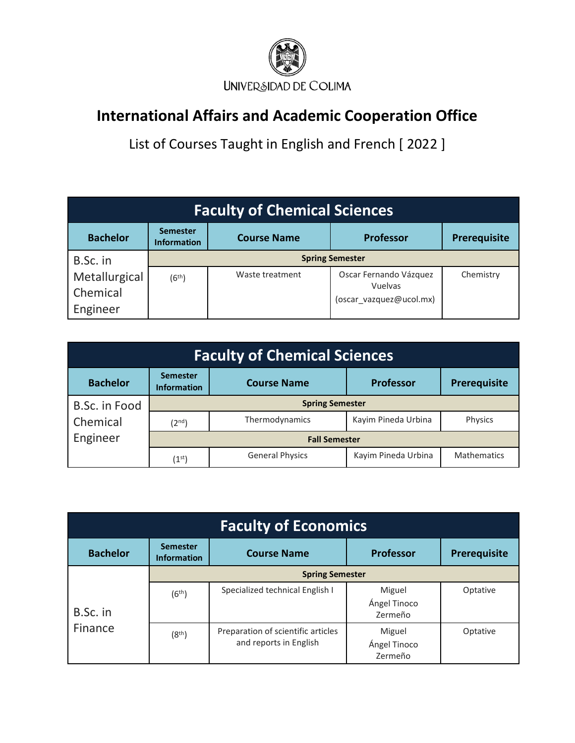UNIVERSIDAD DE COLIMA

# International Affairs and Academic Cooperation Office

List of Courses Taught in English and French [ 2022 ]

## Faculty of Chemical Sciences

| Bachelor | Semester Information | Course Name | Professor | Prerequisite |
|---|---|---|---|---|
| B.Sc. in Metallurgical Chemical Engineer | **Spring Semester** | | | |
| | (6th) | Waste treatment | Oscar Fernando Vázquez Vuelvas (oscar_vazquez@ucol.mx) | Chemistry |

## Faculty of Chemical Sciences

| Bachelor | Semester Information | Course Name | Professor | Prerequisite |
|---|---|---|---|---|
| B.Sc. in Food Chemical Engineer | **Spring Semester** | | | |
| | (2nd) | Thermodynamics | Kayim Pineda Urbina | Physics |
| | **Fall Semester** | | | |
| | (1st) | General Physics | Kayim Pineda Urbina | Mathematics |

## Faculty of Economics

| Bachelor | Semester Information | Course Name | Professor | Prerequisite |
|---|---|---|---|---|
| B.Sc. in Finance | **Spring Semester** | | | |
| | (6th) | Specialized technical English I | Miguel Ángel Tinoco Zermeño | Optative |
| | (8th) | Preparation of scientific articles and reports in English | Miguel Ángel Tinoco Zermeño | Optative |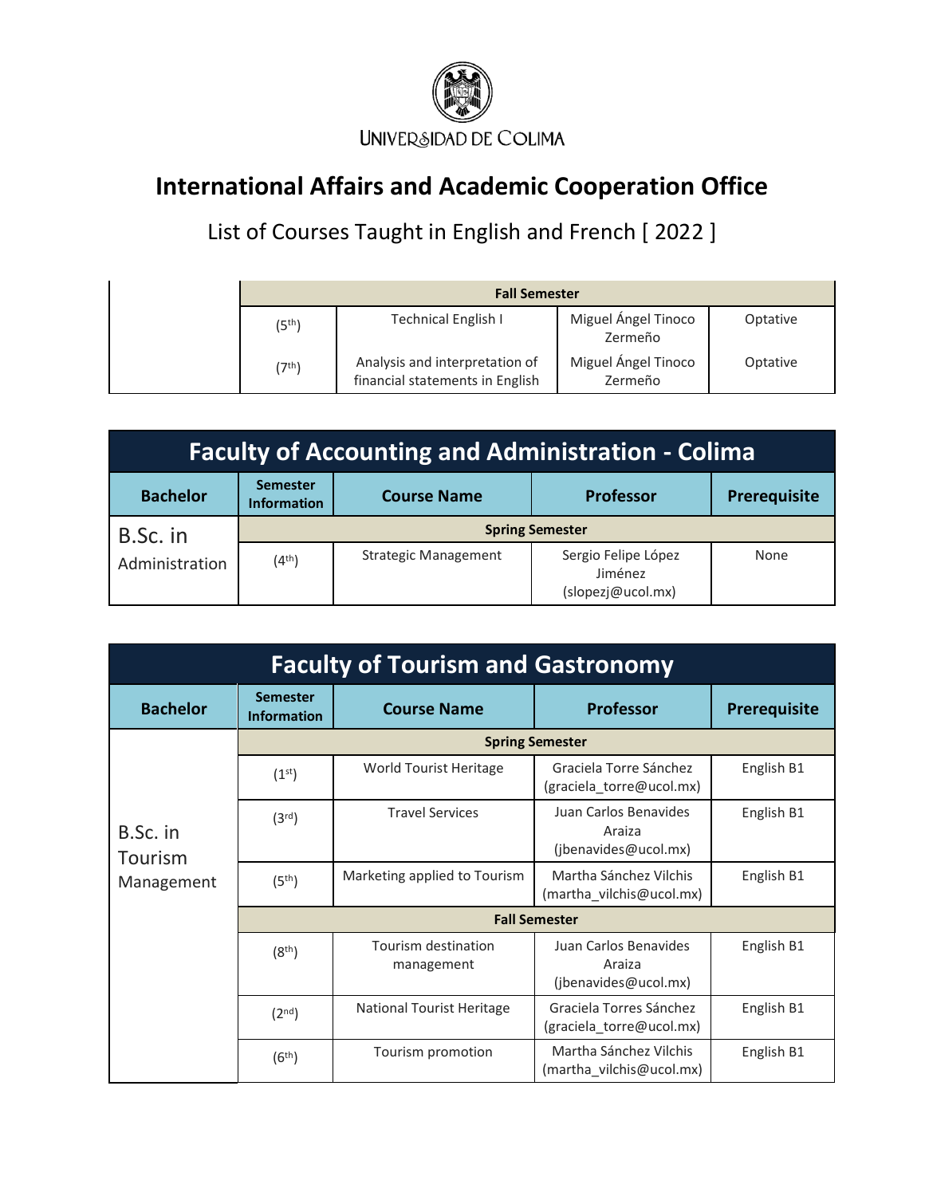UNIVERSIDAD DE COLIMA

# International Affairs and Academic Cooperation Office

## List of Courses Taught in English and French [ 2022 ]

| | | | | |
|---|---|---|---|---|
| | **Fall Semester** | | | |
| | (5th) | Technical English I | Miguel Ángel Tinoco Zermeño | Optative |
| | (7th) | Analysis and interpretation of financial statements in English | Miguel Ángel Tinoco Zermeño | Optative |

## Faculty of Accounting and Administration - Colima

| Bachelor | Semester Information | Course Name | Professor | Prerequisite |
|---|---|---|---|---|
| B.Sc. in Administration | **Spring Semester** | | | |
| | (4th) | Strategic Management | Sergio Felipe López Jiménez (slopezj@ucol.mx) | None |

## Faculty of Tourism and Gastronomy

| Bachelor | Semester Information | Course Name | Professor | Prerequisite |
|---|---|---|---|---|
| B.Sc. in Tourism Management | **Spring Semester** | | | |
| | (1st) | World Tourist Heritage | Graciela Torre Sánchez (graciela_torre@ucol.mx) | English B1 |
| | (3rd) | Travel Services | Juan Carlos Benavides Araiza (jbenavides@ucol.mx) | English B1 |
| | (5th) | Marketing applied to Tourism | Martha Sánchez Vilchis (martha_vilchis@ucol.mx) | English B1 |
| | **Fall Semester** | | | |
| | (8th) | Tourism destination management | Juan Carlos Benavides Araiza (jbenavides@ucol.mx) | English B1 |
| | (2nd) | National Tourist Heritage | Graciela Torres Sánchez (graciela_torre@ucol.mx) | English B1 |
| | (6th) | Tourism promotion | Martha Sánchez Vilchis (martha_vilchis@ucol.mx) | English B1 |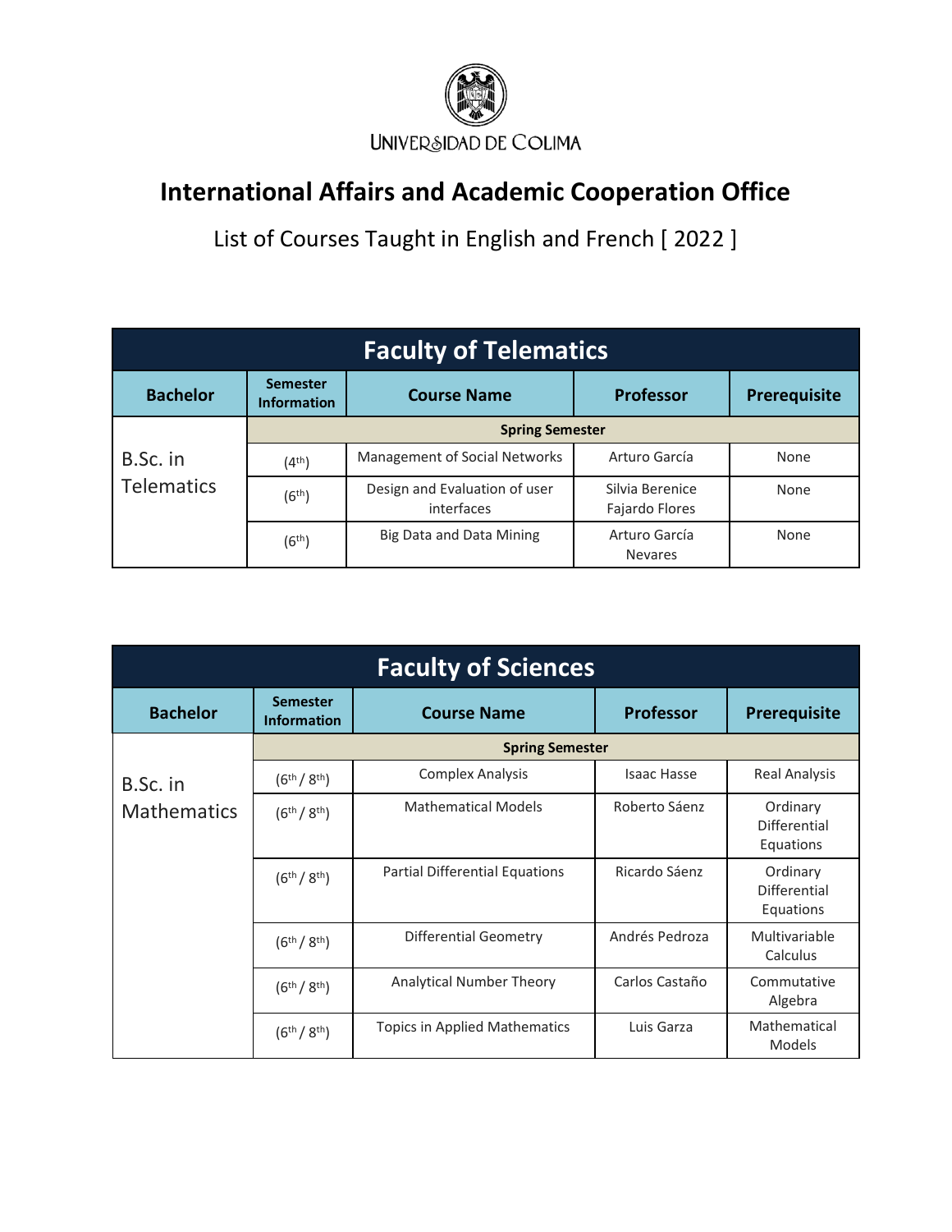UNIVERSIDAD DE COLIMA

# International Affairs and Academic Cooperation Office

List of Courses Taught in English and French [ 2022 ]

| Faculty of Telematics | | | | |
|---|---|---|---|---|
| **Bachelor** | **Semester Information** | **Course Name** | **Professor** | **Prerequisite** |
| B.Sc. in Telematics | **Spring Semester** | | | |
| | (4th) | Management of Social Networks | Arturo García | None |
| | (6th) | Design and Evaluation of user interfaces | Silvia Berenice Fajardo Flores | None |
| | (6th) | Big Data and Data Mining | Arturo García Nevares | None |

| Faculty of Sciences | | | | |
|---|---|---|---|---|
| **Bachelor** | **Semester Information** | **Course Name** | **Professor** | **Prerequisite** |
| B.Sc. in Mathematics | **Spring Semester** | | | |
| | (6th / 8th) | Complex Analysis | Isaac Hasse | Real Analysis |
| | (6th / 8th) | Mathematical Models | Roberto Sáenz | Ordinary Differential Equations |
| | (6th / 8th) | Partial Differential Equations | Ricardo Sáenz | Ordinary Differential Equations |
| | (6th / 8th) | Differential Geometry | Andrés Pedroza | Multivariable Calculus |
| | (6th / 8th) | Analytical Number Theory | Carlos Castaño | Commutative Algebra |
| | (6th / 8th) | Topics in Applied Mathematics | Luis Garza | Mathematical Models |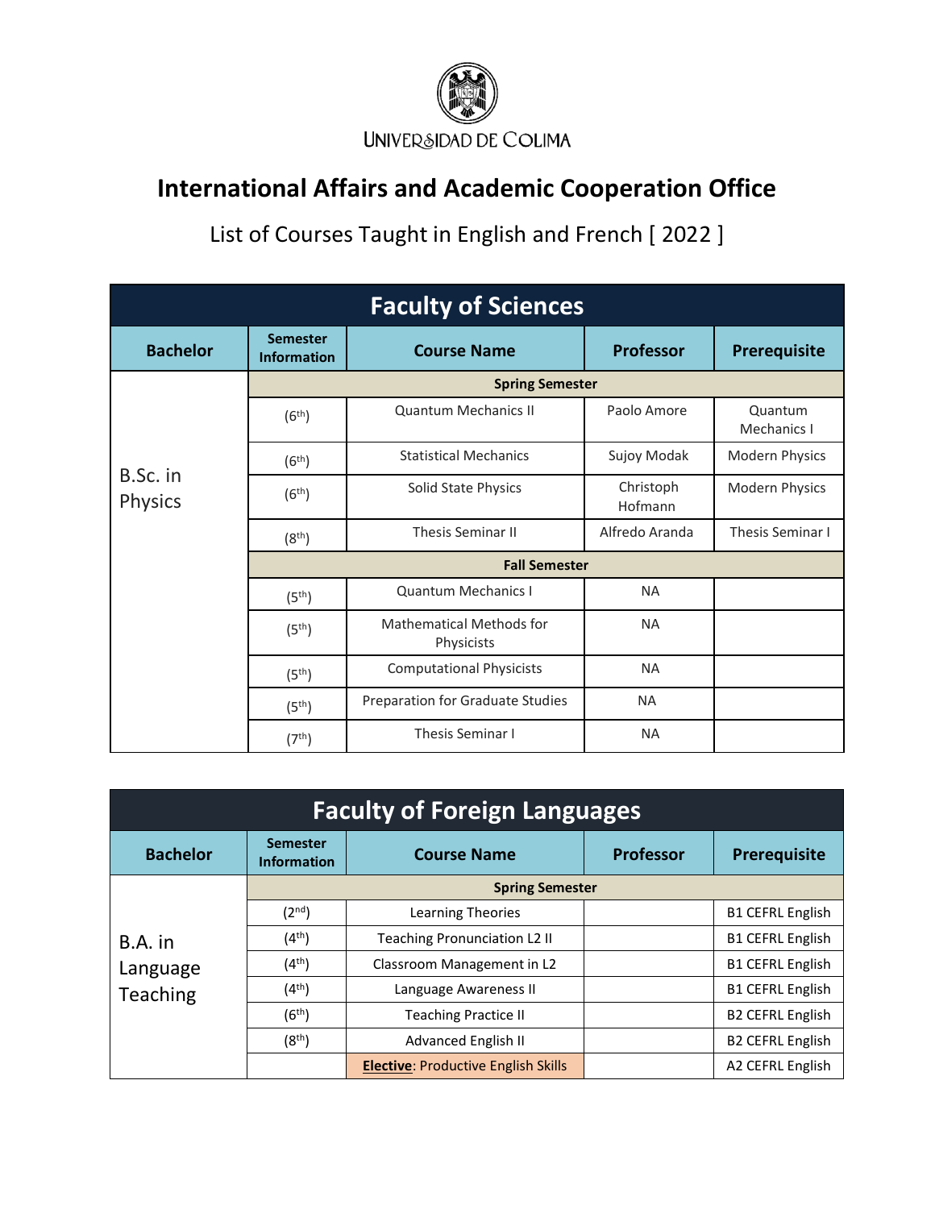UNIVERSIDAD DE COLIMA

# International Affairs and Academic Cooperation Office

List of Courses Taught in English and French [ 2022 ]

## Faculty of Sciences

| Bachelor | Semester Information | Course Name | Professor | Prerequisite |
|---|---|---|---|---|
| B.Sc. in Physics | **Spring Semester** | | | |
| | (6th) | Quantum Mechanics II | Paolo Amore | Quantum Mechanics I |
| | (6th) | Statistical Mechanics | Sujoy Modak | Modern Physics |
| | (6th) | Solid State Physics | Christoph Hofmann | Modern Physics |
| | (8th) | Thesis Seminar II | Alfredo Aranda | Thesis Seminar I |
| | **Fall Semester** | | | |
| | (5th) | Quantum Mechanics I | NA | |
| | (5th) | Mathematical Methods for Physicists | NA | |
| | (5th) | Computational Physicists | NA | |
| | (5th) | Preparation for Graduate Studies | NA | |
| | (7th) | Thesis Seminar I | NA | |

## Faculty of Foreign Languages

| Bachelor | Semester Information | Course Name | Professor | Prerequisite |
|---|---|---|---|---|
| B.A. in Language Teaching | **Spring Semester** | | | |
| | (2nd) | Learning Theories | | B1 CEFRL English |
| | (4th) | Teaching Pronunciation L2 II | | B1 CEFRL English |
| | (4th) | Classroom Management in L2 | | B1 CEFRL English |
| | (4th) | Language Awareness II | | B1 CEFRL English |
| | (6th) | Teaching Practice II | | B2 CEFRL English |
| | (8th) | Advanced English II | | B2 CEFRL English |
| | | **Elective**: Productive English Skills | | A2 CEFRL English |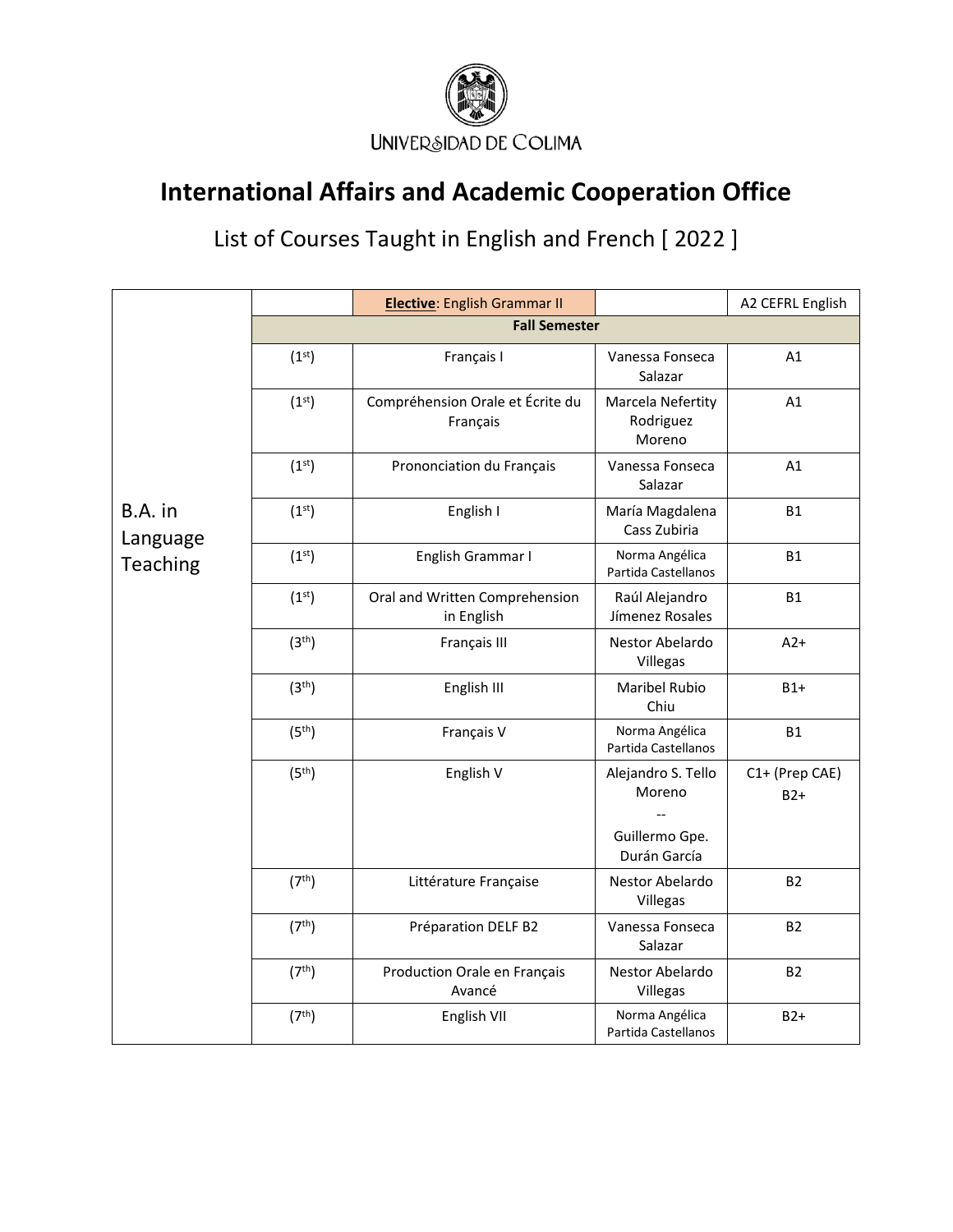UNIVERSIDAD DE COLIMA

# International Affairs and Academic Cooperation Office

## List of Courses Taught in English and French [ 2022 ]

| Program | Semester | Course | Professor | Level |
|---|---|---|---|---|
| B.A. in Language Teaching | | **Elective**: English Grammar II | | A2 CEFRL English |
| | **Fall Semester** | | | |
| | (1st) | Français I | Vanessa Fonseca Salazar | A1 |
| | (1st) | Compréhension Orale et Écrite du Français | Marcela Nefertity Rodriguez Moreno | A1 |
| | (1st) | Prononciation du Français | Vanessa Fonseca Salazar | A1 |
| | (1st) | English I | María Magdalena Cass Zubiria | B1 |
| | (1st) | English Grammar I | Norma Angélica Partida Castellanos | B1 |
| | (1st) | Oral and Written Comprehension in English | Raúl Alejandro Jímenez Rosales | B1 |
| | (3th) | Français III | Nestor Abelardo Villegas | A2+ |
| | (3th) | English III | Maribel Rubio Chiu | B1+ |
| | (5th) | Français V | Norma Angélica Partida Castellanos | B1 |
| | (5th) | English V | Alejandro S. Tello Moreno -- Guillermo Gpe. Durán García | C1+ (Prep CAE) B2+ |
| | (7th) | Littérature Française | Nestor Abelardo Villegas | B2 |
| | (7th) | Préparation DELF B2 | Vanessa Fonseca Salazar | B2 |
| | (7th) | Production Orale en Français Avancé | Nestor Abelardo Villegas | B2 |
| | (7th) | English VII | Norma Angélica Partida Castellanos | B2+ |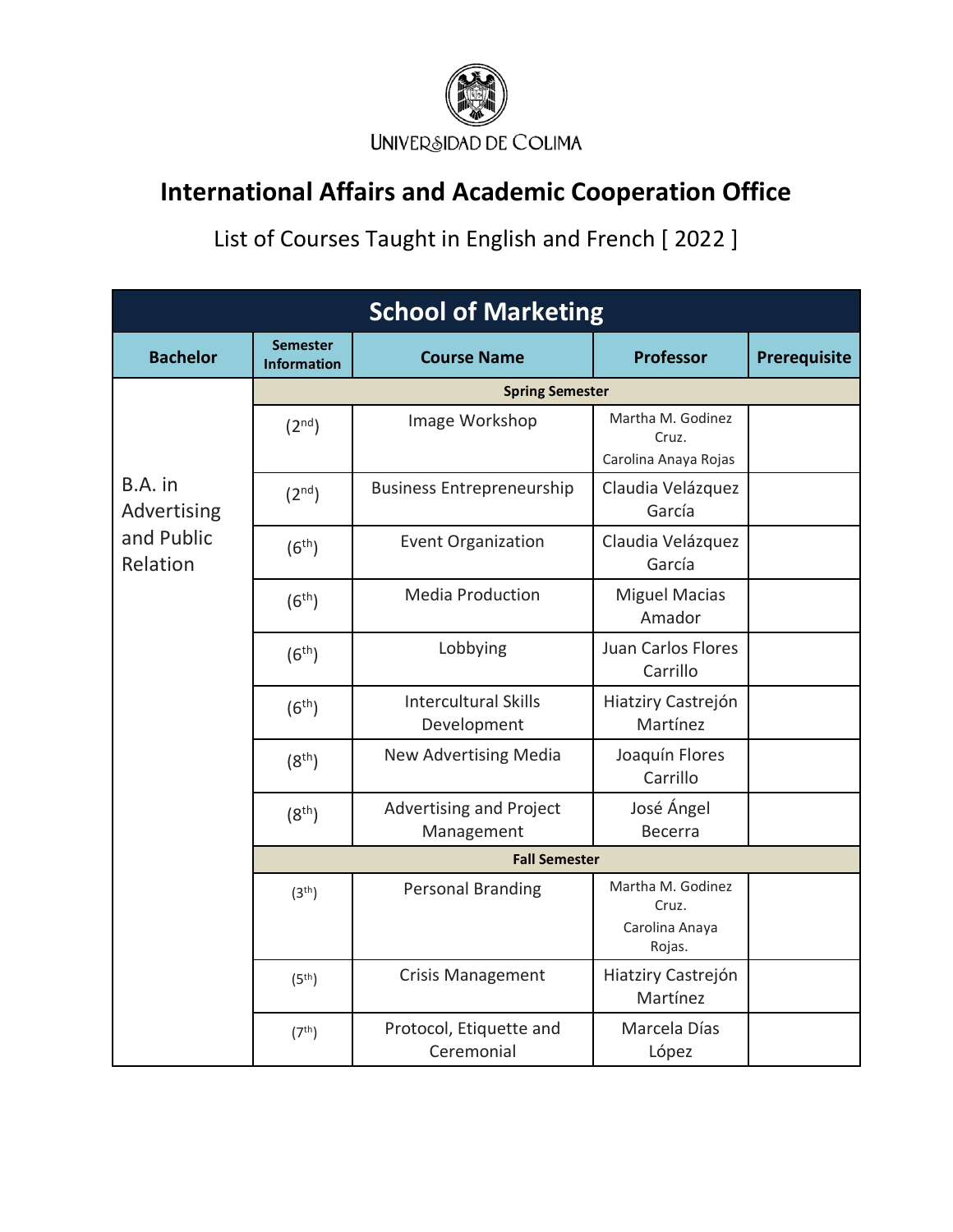UNIVERSIDAD DE COLIMA

# International Affairs and Academic Cooperation Office

List of Courses Taught in English and French [ 2022 ]

| School of Marketing | | | | |
|---|---|---|---|---|
| **Bachelor** | **Semester Information** | **Course Name** | **Professor** | **Prerequisite** |
| | **Spring Semester** | | | |
| B.A. in Advertising and Public Relation | ($2^{nd}$) | Image Workshop | Martha M. Godinez Cruz. Carolina Anaya Rojas | |
| | ($2^{nd}$) | Business Entrepreneurship | Claudia Velázquez García | |
| | ($6^{th}$) | Event Organization | Claudia Velázquez García | |
| | ($6^{th}$) | Media Production | Miguel Macias Amador | |
| | ($6^{th}$) | Lobbying | Juan Carlos Flores Carrillo | |
| | ($6^{th}$) | Intercultural Skills Development | Hiatziry Castrejón Martínez | |
| | ($8^{th}$) | New Advertising Media | Joaquín Flores Carrillo | |
| | ($8^{th}$) | Advertising and Project Management | José Ángel Becerra | |
| | **Fall Semester** | | | |
| | ($3^{th}$) | Personal Branding | Martha M. Godinez Cruz. Carolina Anaya Rojas. | |
| | ($5^{th}$) | Crisis Management | Hiatziry Castrejón Martínez | |
| | ($7^{th}$) | Protocol, Etiquette and Ceremonial | Marcela Días López | |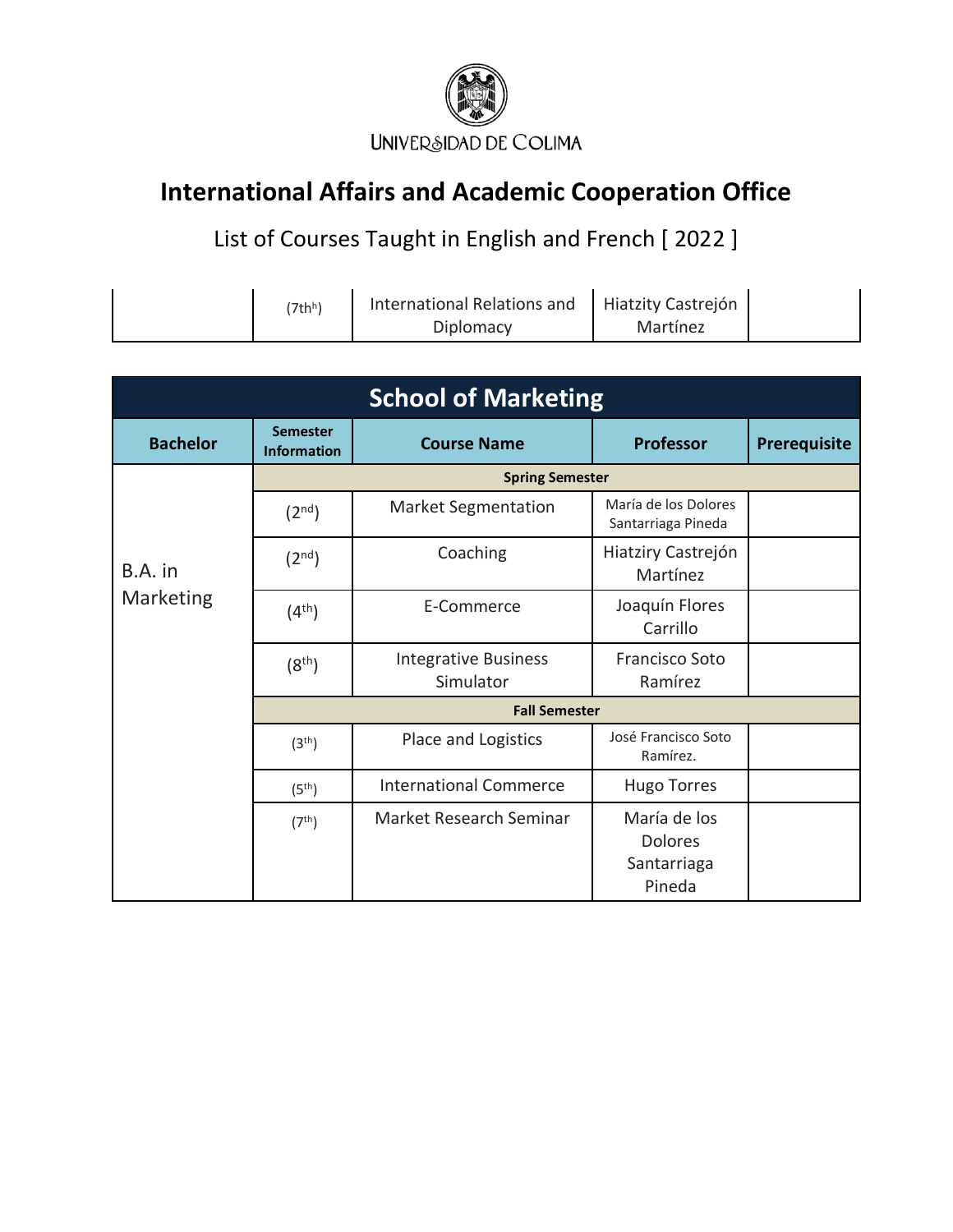UNIVERSIDAD DE COLIMA

# International Affairs and Academic Cooperation Office

List of Courses Taught in English and French [ 2022 ]

| | | | | |
|---|---|---|---|---|
| | (7th$^{h}$) | International Relations and Diplomacy | Hiatzity Castrejón Martínez | |

| School of Marketing | | | | |
|---|---|---|---|---|
| **Bachelor** | **Semester Information** | **Course Name** | **Professor** | **Prerequisite** |
| B.A. in Marketing | **Spring Semester** | | | |
| | (2$^{nd}$) | Market Segmentation | María de los Dolores Santarriaga Pineda | |
| | (2$^{nd}$) | Coaching | Hiatziry Castrejón Martínez | |
| | (4$^{th}$) | E-Commerce | Joaquín Flores Carrillo | |
| | (8$^{th}$) | Integrative Business Simulator | Francisco Soto Ramírez | |
| | **Fall Semester** | | | |
| | (3$^{th}$) | Place and Logistics | José Francisco Soto Ramírez. | |
| | (5$^{th}$) | International Commerce | Hugo Torres | |
| | (7$^{th}$) | Market Research Seminar | María de los Dolores Santarriaga Pineda | |